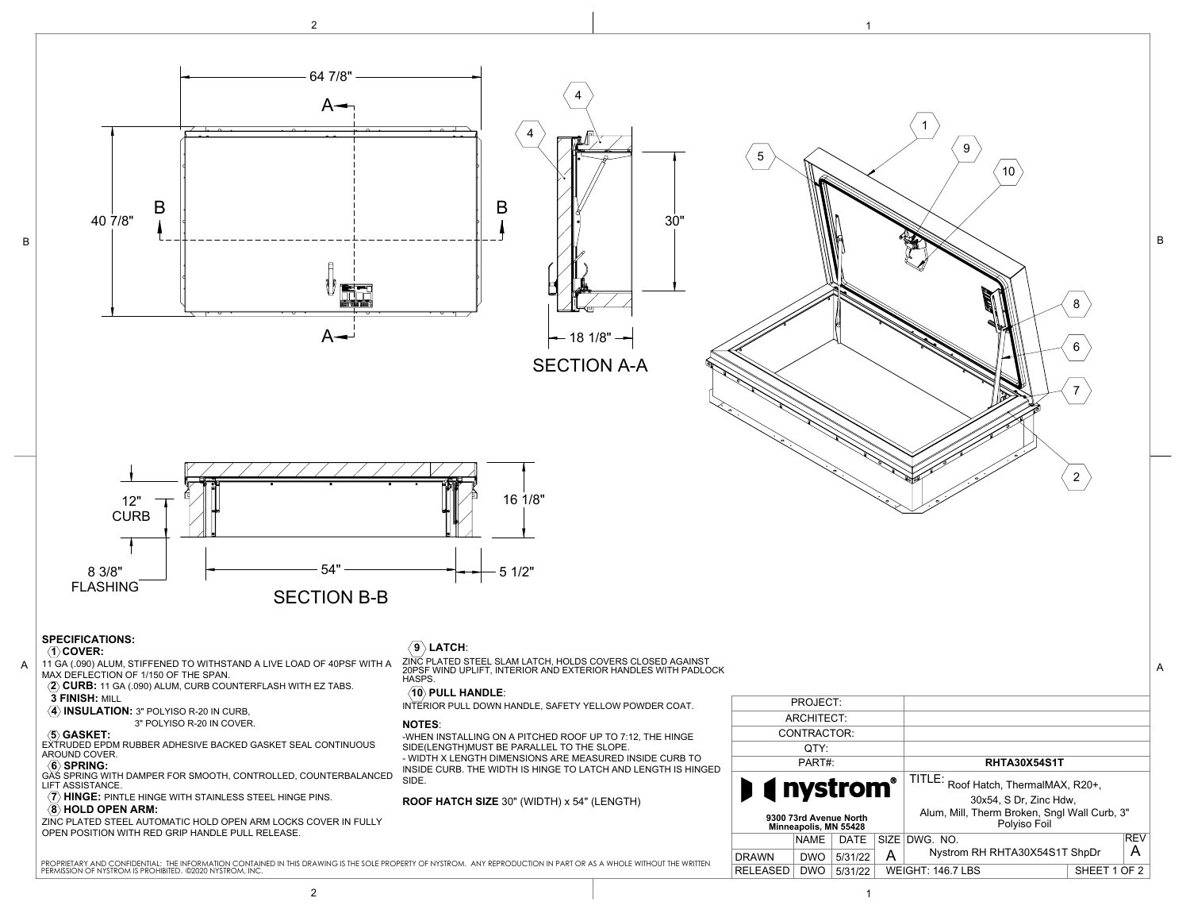64 7/8"

40 7/8"

A — A

B — B

30"

18 1/8"

SECTION A-A

12" CURB

8 3/8" FLASHING

54"

16 1/8"

5 1/2"

SECTION B-B

## SPECIFICATIONS:

**1 COVER:**
11 GA (.090) ALUM, STIFFENED TO WITHSTAND A LIVE LOAD OF 40PSF WITH A MAX DEFLECTION OF 1/150 OF THE SPAN.

**2 CURB:** 11 GA (.090) ALUM, CURB COUNTERFLASH WITH EZ TABS.

**3 FINISH:** MILL

**4 INSULATION:** 3" POLYISO R-20 IN CURB,
3" POLYISO R-20 IN COVER.

**5 GASKET:**
EXTRUDED EPDM RUBBER ADHESIVE BACKED GASKET SEAL CONTINUOUS AROUND COVER.

**6 SPRING:**
GAS SPRING WITH DAMPER FOR SMOOTH, CONTROLLED, COUNTERBALANCED LIFT ASSISTANCE.

**7 HINGE:** PINTLE HINGE WITH STAINLESS STEEL HINGE PINS.

**8 HOLD OPEN ARM:**
ZINC PLATED STEEL AUTOMATIC HOLD OPEN ARM LOCKS COVER IN FULLY OPEN POSITION WITH RED GRIP HANDLE PULL RELEASE.

**9 LATCH:**
ZINC PLATED STEEL SLAM LATCH, HOLDS COVERS CLOSED AGAINST 20PSF WIND UPLIFT, INTERIOR AND EXTERIOR HANDLES WITH PADLOCK HASPS.

**10 PULL HANDLE:**
INTERIOR PULL DOWN HANDLE, SAFETY YELLOW POWDER COAT.

**NOTES:**
-WHEN INSTALLING ON A PITCHED ROOF UP TO 7:12, THE HINGE SIDE(LENGTH)MUST BE PARALLEL TO THE SLOPE.
- WIDTH X LENGTH DIMENSIONS ARE MEASURED INSIDE CURB TO INSIDE CURB. THE WIDTH IS HINGE TO LATCH AND LENGTH IS HINGED SIDE.

**ROOF HATCH SIZE** 30" (WIDTH) x 54" (LENGTH)

PROPRIETARY AND CONFIDENTIAL: THE INFORMATION CONTAINED IN THIS DRAWING IS THE SOLE PROPERTY OF NYSTROM. ANY REPRODUCTION IN PART OR AS A WHOLE WITHOUT THE WRITTEN PERMISSION OF NYSTROM IS PROHIBITED. ©2020 NYSTROM, INC.

| | | | | |
|---|---|---|---|---|
| PROJECT: | | | | |
| ARCHITECT: | | | | |
| CONTRACTOR: | | | | |
| QTY: | | | | |
| PART#: | | | **RHTA30X54S1T** | |
| **nystrom** 9300 73rd Avenue North Minneapolis, MN 55428 | | | TITLE: Roof Hatch, ThermalMAX, R20+, 30x54, S Dr, Zinc Hdw, Alum, Mill, Therm Broken, Sngl Wall Curb, 3" Polyiso Foil | |
| | NAME | DATE | SIZE | DWG. NO. | REV |
| DRAWN | DWO | 5/31/22 | A | Nystrom RH RHTA30X54S1T ShpDr | A |
| RELEASED | DWO | 5/31/22 | WEIGHT: 146.7 LBS | SHEET 1 OF 2 | |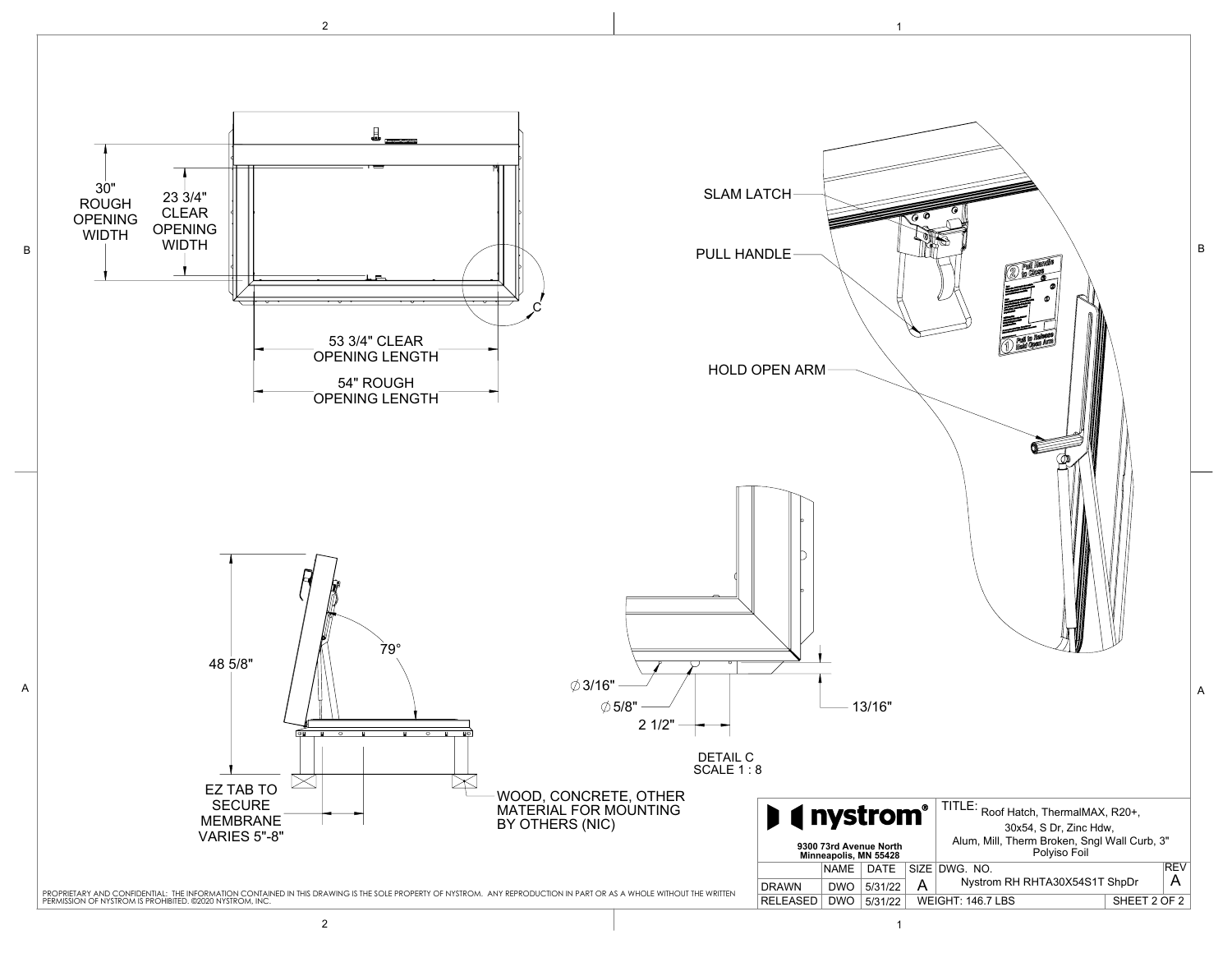30" ROUGH OPENING WIDTH

23 3/4" CLEAR OPENING WIDTH

53 3/4" CLEAR OPENING LENGTH

54" ROUGH OPENING LENGTH

C

SLAM LATCH

PULL HANDLE

HOLD OPEN ARM

48 5/8"

79°

EZ TAB TO SECURE MEMBRANE VARIES 5"-8"

WOOD, CONCRETE, OTHER MATERIAL FOR MOUNTING BY OTHERS (NIC)

∅3/16"

∅5/8"

2 1/2"

13/16"

DETAIL C
SCALE 1 : 8

nystrom®
9300 73rd Avenue North
Minneapolis, MN 55428

| | NAME | DATE | SIZE | DWG. NO. | REV |
|---|---|---|---|---|---|
| DRAWN | DWO | 5/31/22 | A | Nystrom RH RHTA30X54S1T ShpDr | A |
| RELEASED | DWO | 5/31/22 | WEIGHT: 146.7 LBS | SHEET 2 OF 2 | |

TITLE: Roof Hatch, ThermalMAX, R20+, 30x54, S Dr, Zinc Hdw, Alum, Mill, Therm Broken, Sngl Wall Curb, 3" Polyiso Foil

PROPRIETARY AND CONFIDENTIAL: THE INFORMATION CONTAINED IN THIS DRAWING IS THE SOLE PROPERTY OF NYSTROM. ANY REPRODUCTION IN PART OR AS A WHOLE WITHOUT THE WRITTEN PERMISSION OF NYSTROM IS PROHIBITED. ©2020 NYSTROM, INC.